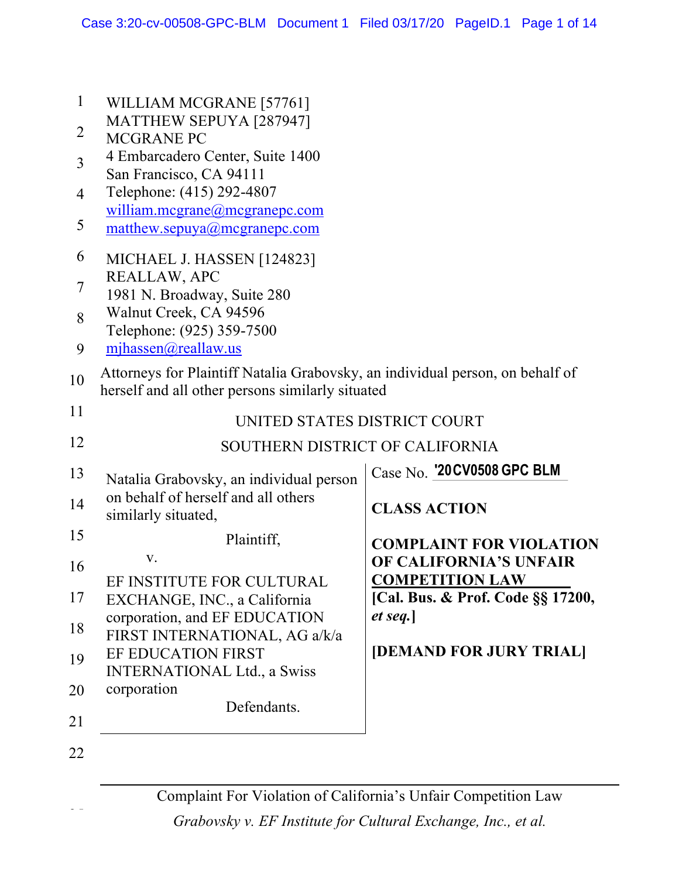WILLIAM MCGRANE [57761]
MATTHEW SEPUYA [287947]
MCGRANE PC
4 Embarcadero Center, Suite 1400
San Francisco, CA 94111
Telephone: (415) 292-4807
william.mcgrane@mcgranepc.com
matthew.sepuya@mcgranepc.com

MICHAEL J. HASSEN [124823]
REALLAW, APC
1981 N. Broadway, Suite 280
Walnut Creek, CA 94596
Telephone: (925) 359-7500
mjhassen@reallaw.us

Attorneys for Plaintiff Natalia Grabovsky, an individual person, on behalf of herself and all other persons similarly situated

UNITED STATES DISTRICT COURT

SOUTHERN DISTRICT OF CALIFORNIA

| | |
|---|---|
| Natalia Grabovsky, an individual person on behalf of herself and all others similarly situated,<br><br>Plaintiff,<br><br>v.<br><br>EF INSTITUTE FOR CULTURAL EXCHANGE, INC., a California corporation, and EF EDUCATION FIRST INTERNATIONAL, AG a/k/a EF EDUCATION FIRST INTERNATIONAL Ltd., a Swiss corporation<br><br>Defendants. | Case No. '20CV0508 GPC BLM<br><br>**CLASS ACTION**<br><br>**COMPLAINT FOR VIOLATION OF CALIFORNIA'S UNFAIR COMPETITION LAW**<br>**[Cal. Bus. & Prof. Code §§ 17200, *et seq.*]**<br><br>**[DEMAND FOR JURY TRIAL]** |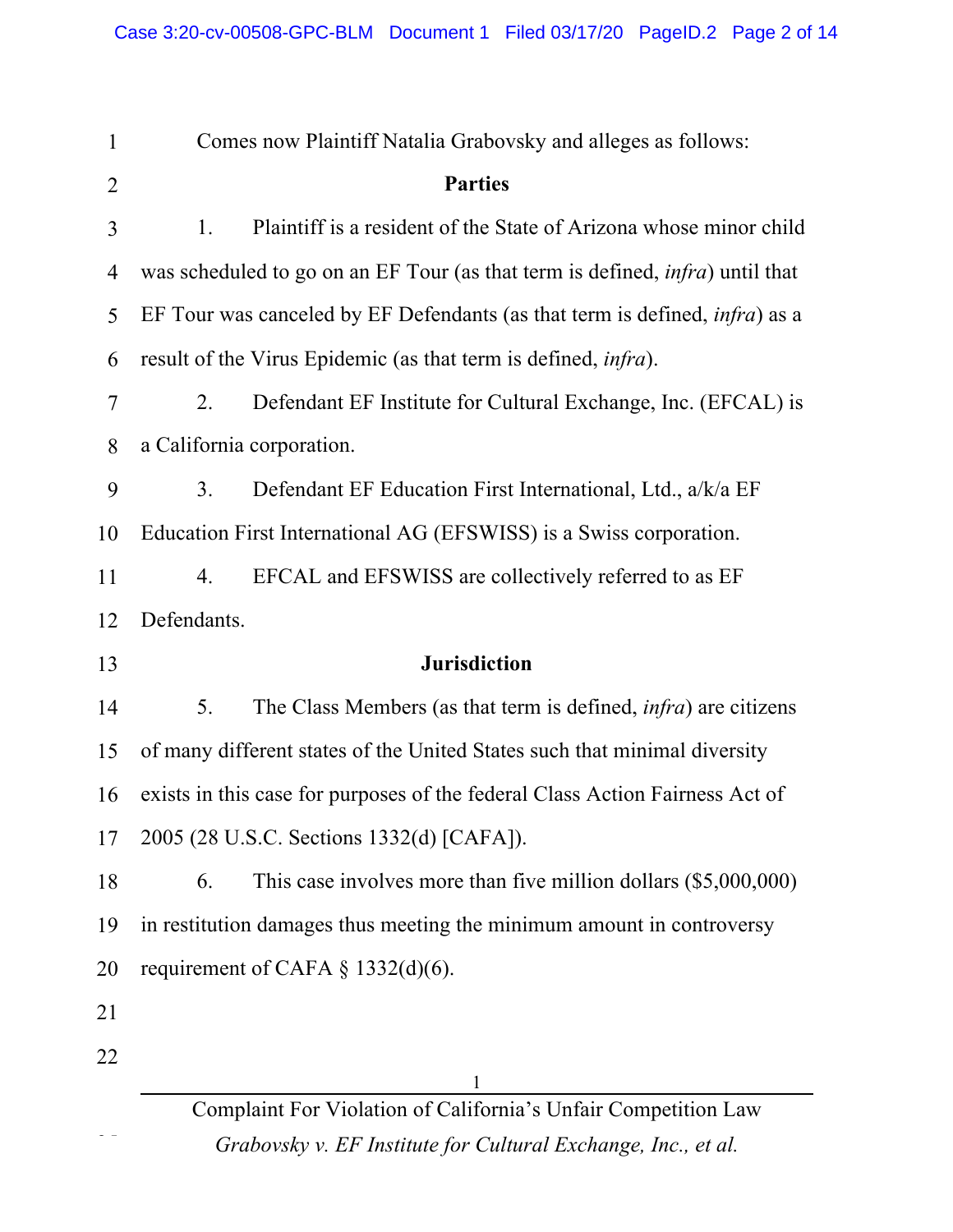Comes now Plaintiff Natalia Grabovsky and alleges as follows:

## Parties

1. Plaintiff is a resident of the State of Arizona whose minor child was scheduled to go on an EF Tour (as that term is defined, *infra*) until that EF Tour was canceled by EF Defendants (as that term is defined, *infra*) as a result of the Virus Epidemic (as that term is defined, *infra*).

2. Defendant EF Institute for Cultural Exchange, Inc. (EFCAL) is a California corporation.

3. Defendant EF Education First International, Ltd., a/k/a EF Education First International AG (EFSWISS) is a Swiss corporation.

4. EFCAL and EFSWISS are collectively referred to as EF Defendants.

## Jurisdiction

5. The Class Members (as that term is defined, *infra*) are citizens of many different states of the United States such that minimal diversity exists in this case for purposes of the federal Class Action Fairness Act of 2005 (28 U.S.C. Sections 1332(d) [CAFA]).

6. This case involves more than five million dollars ($5,000,000) in restitution damages thus meeting the minimum amount in controversy requirement of CAFA § 1332(d)(6).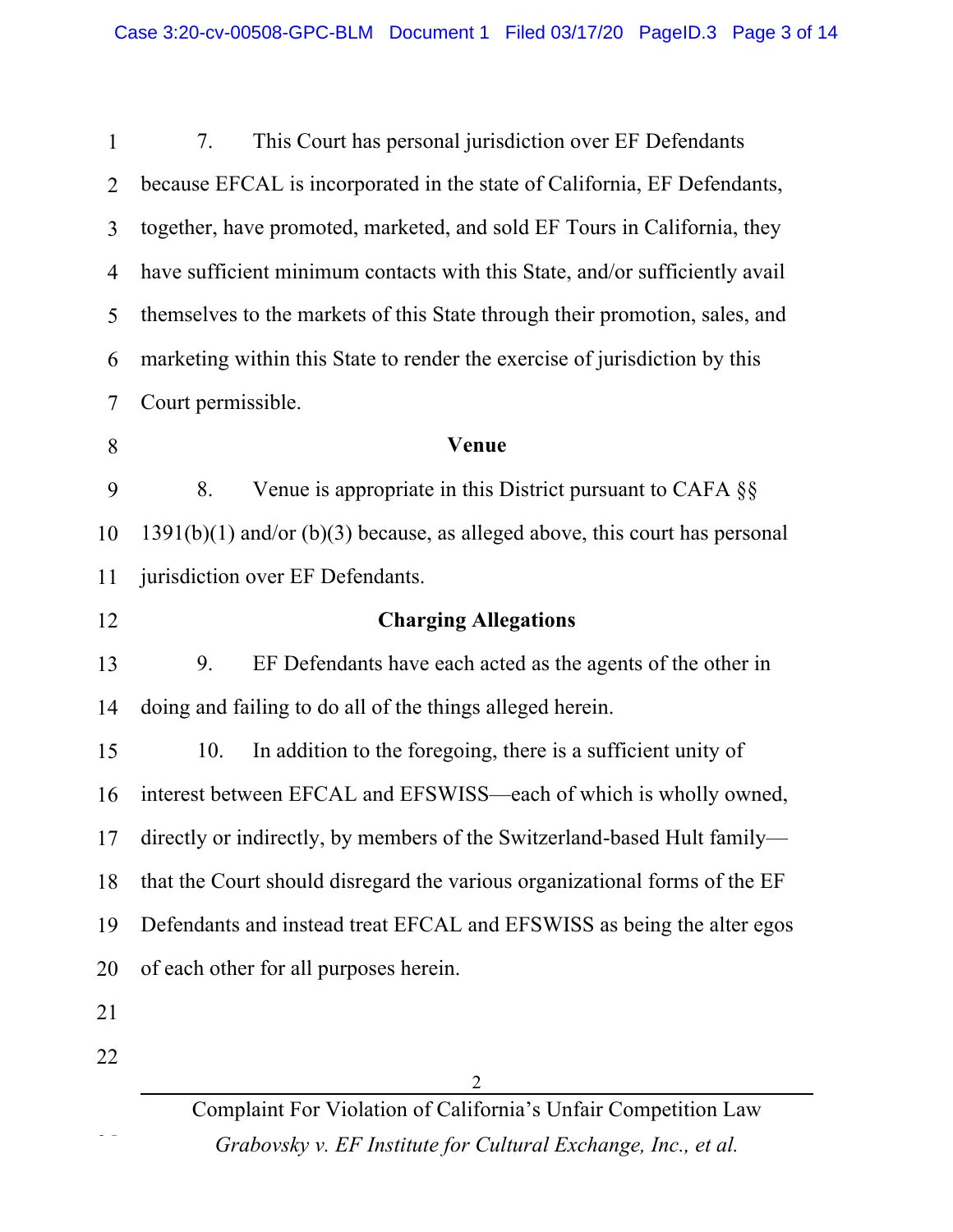7. This Court has personal jurisdiction over EF Defendants because EFCAL is incorporated in the state of California, EF Defendants, together, have promoted, marketed, and sold EF Tours in California, they have sufficient minimum contacts with this State, and/or sufficiently avail themselves to the markets of this State through their promotion, sales, and marketing within this State to render the exercise of jurisdiction by this Court permissible.

**Venue**

8. Venue is appropriate in this District pursuant to CAFA §§ 1391(b)(1) and/or (b)(3) because, as alleged above, this court has personal jurisdiction over EF Defendants.

**Charging Allegations**

9. EF Defendants have each acted as the agents of the other in doing and failing to do all of the things alleged herein.

10. In addition to the foregoing, there is a sufficient unity of interest between EFCAL and EFSWISS—each of which is wholly owned, directly or indirectly, by members of the Switzerland-based Hult family—that the Court should disregard the various organizational forms of the EF Defendants and instead treat EFCAL and EFSWISS as being the alter egos of each other for all purposes herein.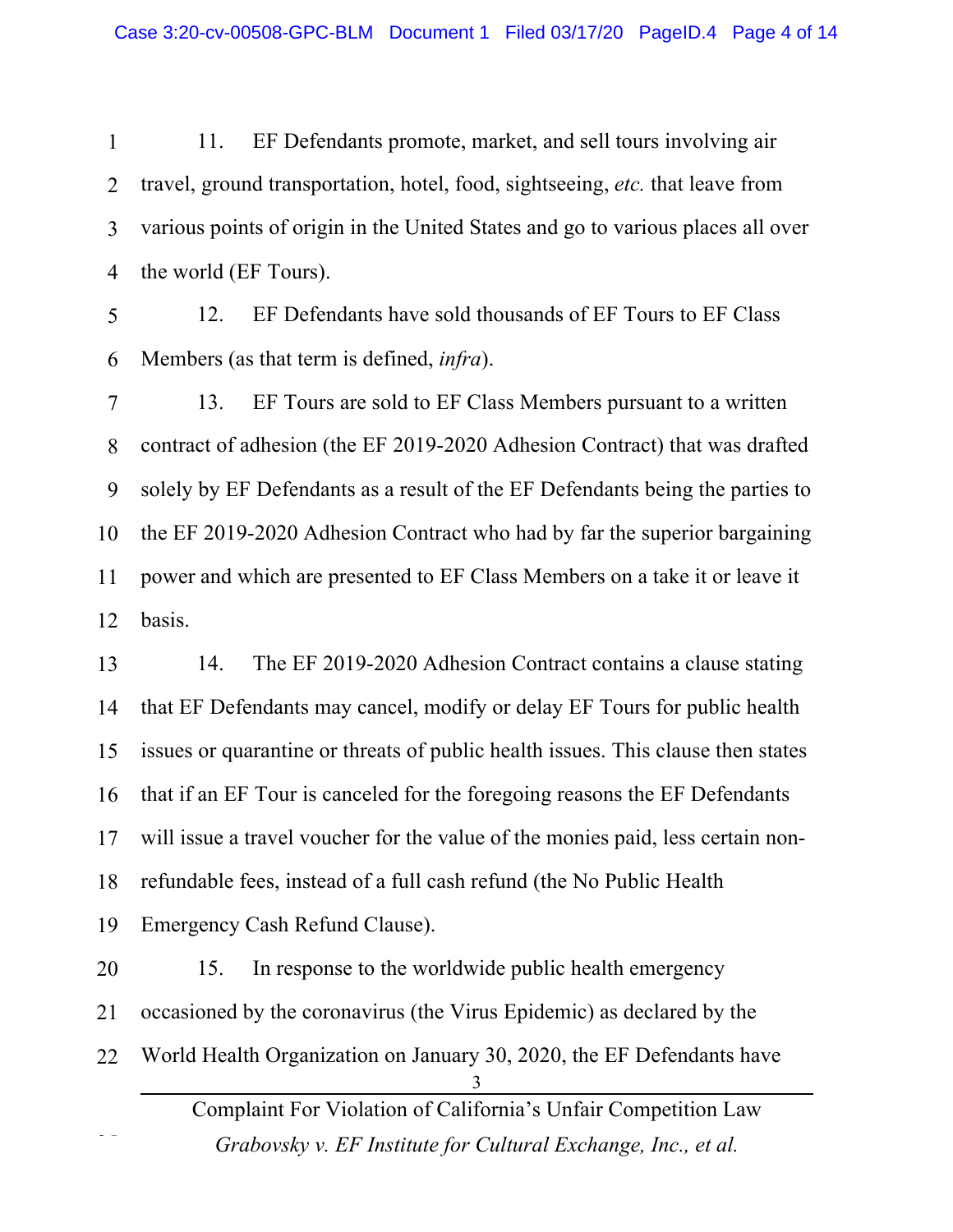11. EF Defendants promote, market, and sell tours involving air travel, ground transportation, hotel, food, sightseeing, *etc.* that leave from various points of origin in the United States and go to various places all over the world (EF Tours).

12. EF Defendants have sold thousands of EF Tours to EF Class Members (as that term is defined, *infra*).

13. EF Tours are sold to EF Class Members pursuant to a written contract of adhesion (the EF 2019-2020 Adhesion Contract) that was drafted solely by EF Defendants as a result of the EF Defendants being the parties to the EF 2019-2020 Adhesion Contract who had by far the superior bargaining power and which are presented to EF Class Members on a take it or leave it basis.

14. The EF 2019-2020 Adhesion Contract contains a clause stating that EF Defendants may cancel, modify or delay EF Tours for public health issues or quarantine or threats of public health issues. This clause then states that if an EF Tour is canceled for the foregoing reasons the EF Defendants will issue a travel voucher for the value of the monies paid, less certain non-refundable fees, instead of a full cash refund (the No Public Health Emergency Cash Refund Clause).

15. In response to the worldwide public health emergency occasioned by the coronavirus (the Virus Epidemic) as declared by the World Health Organization on January 30, 2020, the EF Defendants have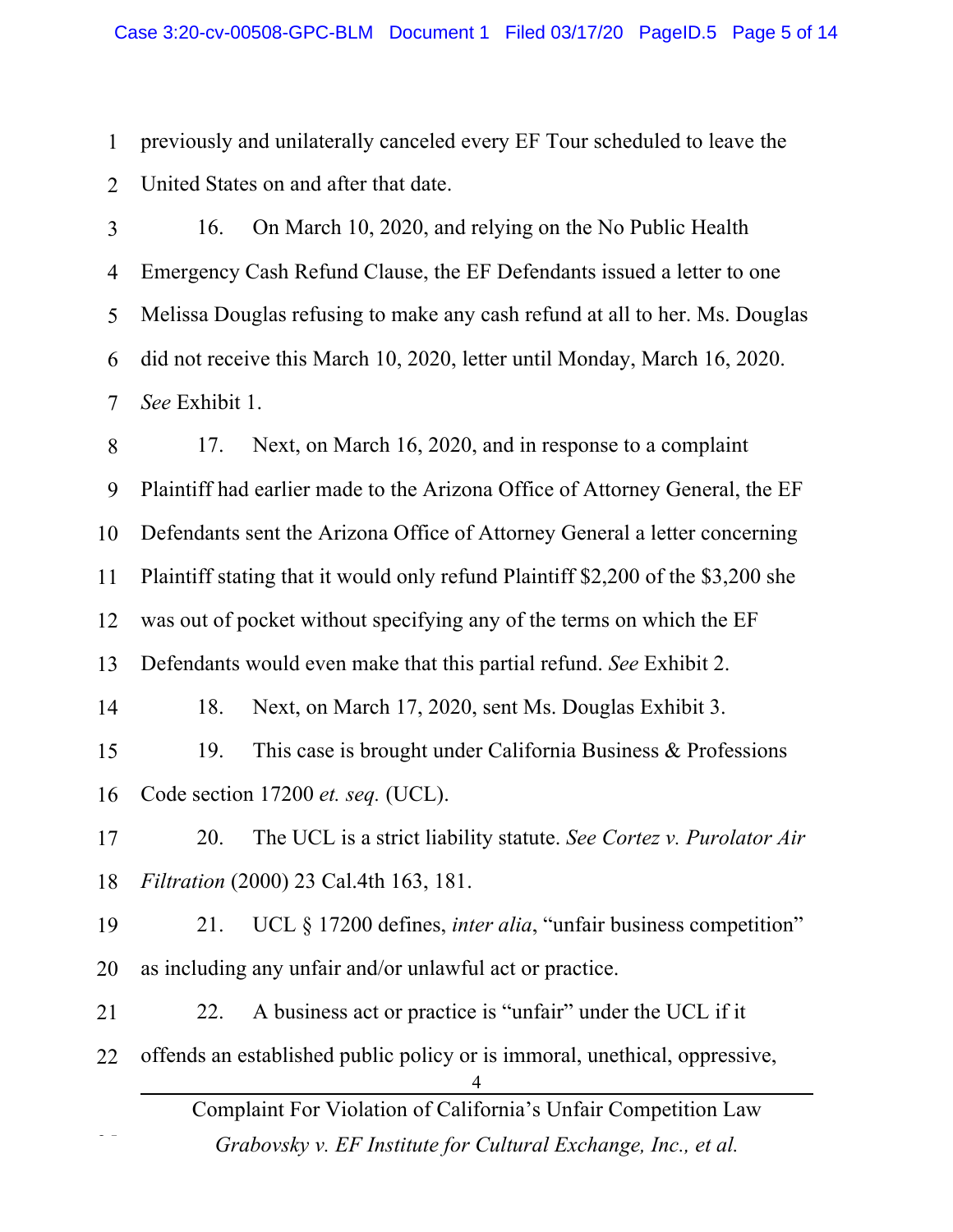previously and unilaterally canceled every EF Tour scheduled to leave the United States on and after that date.

16. On March 10, 2020, and relying on the No Public Health Emergency Cash Refund Clause, the EF Defendants issued a letter to one Melissa Douglas refusing to make any cash refund at all to her. Ms. Douglas did not receive this March 10, 2020, letter until Monday, March 16, 2020. *See* Exhibit 1.

17. Next, on March 16, 2020, and in response to a complaint Plaintiff had earlier made to the Arizona Office of Attorney General, the EF Defendants sent the Arizona Office of Attorney General a letter concerning Plaintiff stating that it would only refund Plaintiff $2,200 of the $3,200 she was out of pocket without specifying any of the terms on which the EF Defendants would even make that this partial refund. *See* Exhibit 2.

18. Next, on March 17, 2020, sent Ms. Douglas Exhibit 3.

19. This case is brought under California Business & Professions Code section 17200 *et. seq.* (UCL).

20. The UCL is a strict liability statute. *See Cortez v. Purolator Air Filtration* (2000) 23 Cal.4th 163, 181.

21. UCL § 17200 defines, *inter alia*, "unfair business competition" as including any unfair and/or unlawful act or practice.

22. A business act or practice is "unfair" under the UCL if it offends an established public policy or is immoral, unethical, oppressive,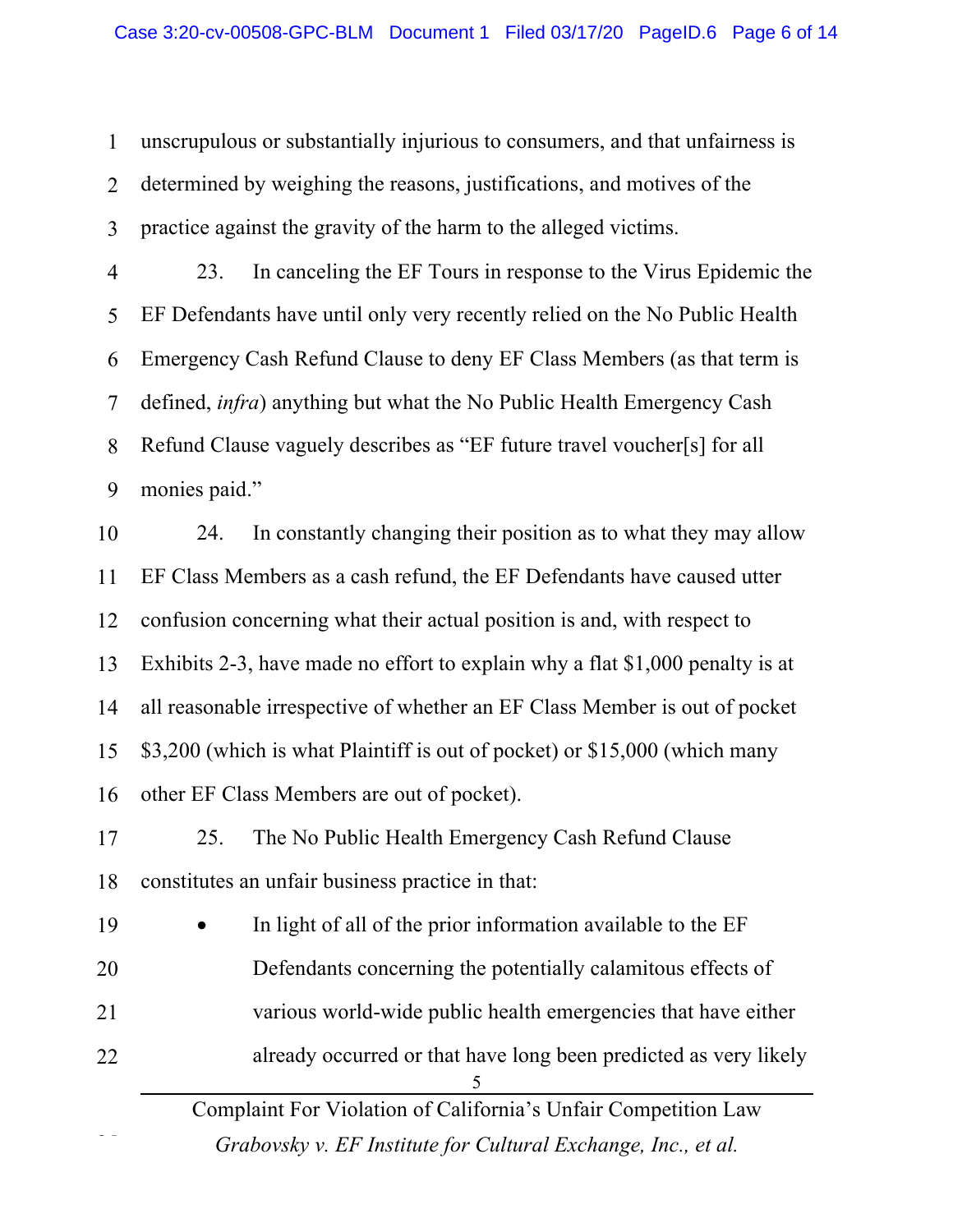unscrupulous or substantially injurious to consumers, and that unfairness is determined by weighing the reasons, justifications, and motives of the practice against the gravity of the harm to the alleged victims.

23. In canceling the EF Tours in response to the Virus Epidemic the EF Defendants have until only very recently relied on the No Public Health Emergency Cash Refund Clause to deny EF Class Members (as that term is defined, *infra*) anything but what the No Public Health Emergency Cash Refund Clause vaguely describes as "EF future travel voucher[s] for all monies paid."

24. In constantly changing their position as to what they may allow EF Class Members as a cash refund, the EF Defendants have caused utter confusion concerning what their actual position is and, with respect to Exhibits 2-3, have made no effort to explain why a flat $1,000 penalty is at all reasonable irrespective of whether an EF Class Member is out of pocket $3,200 (which is what Plaintiff is out of pocket) or $15,000 (which many other EF Class Members are out of pocket).

25. The No Public Health Emergency Cash Refund Clause constitutes an unfair business practice in that:

- In light of all of the prior information available to the EF Defendants concerning the potentially calamitous effects of various world-wide public health emergencies that have either already occurred or that have long been predicted as very likely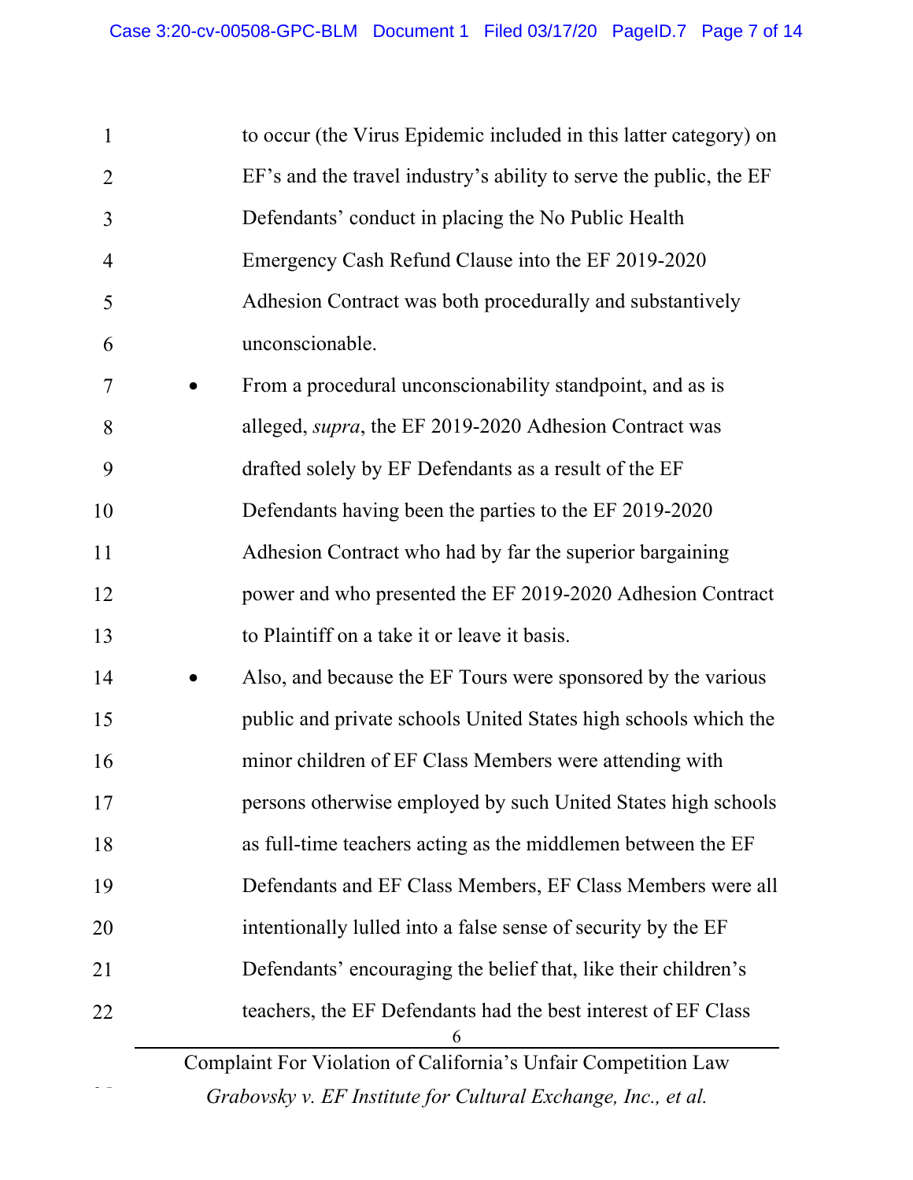to occur (the Virus Epidemic included in this latter category) on EF's and the travel industry's ability to serve the public, the EF Defendants' conduct in placing the No Public Health Emergency Cash Refund Clause into the EF 2019-2020 Adhesion Contract was both procedurally and substantively unconscionable.

- From a procedural unconscionability standpoint, and as is alleged, *supra*, the EF 2019-2020 Adhesion Contract was drafted solely by EF Defendants as a result of the EF Defendants having been the parties to the EF 2019-2020 Adhesion Contract who had by far the superior bargaining power and who presented the EF 2019-2020 Adhesion Contract to Plaintiff on a take it or leave it basis.
- Also, and because the EF Tours were sponsored by the various public and private schools United States high schools which the minor children of EF Class Members were attending with persons otherwise employed by such United States high schools as full-time teachers acting as the middlemen between the EF Defendants and EF Class Members, EF Class Members were all intentionally lulled into a false sense of security by the EF Defendants' encouraging the belief that, like their children's teachers, the EF Defendants had the best interest of EF Class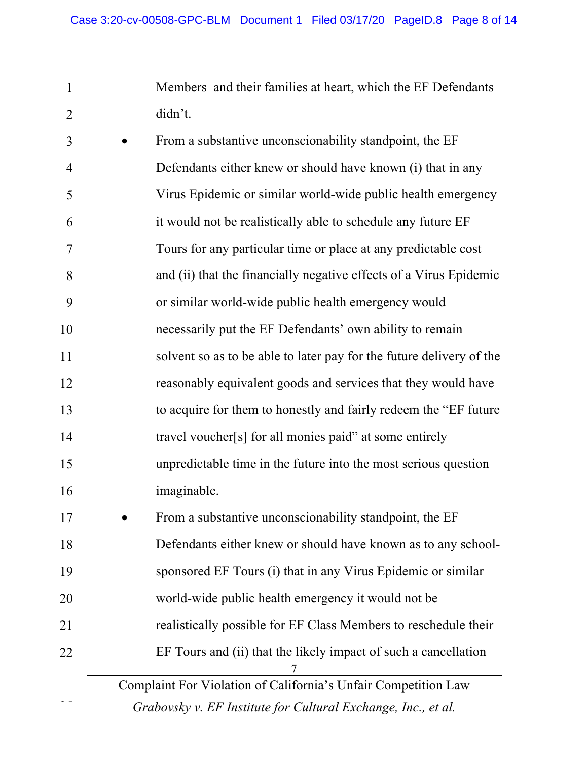Members and their families at heart, which the EF Defendants didn't.

- From a substantive unconscionability standpoint, the EF Defendants either knew or should have known (i) that in any Virus Epidemic or similar world-wide public health emergency it would not be realistically able to schedule any future EF Tours for any particular time or place at any predictable cost and (ii) that the financially negative effects of a Virus Epidemic or similar world-wide public health emergency would necessarily put the EF Defendants' own ability to remain solvent so as to be able to later pay for the future delivery of the reasonably equivalent goods and services that they would have to acquire for them to honestly and fairly redeem the "EF future travel voucher[s] for all monies paid" at some entirely unpredictable time in the future into the most serious question imaginable.
- From a substantive unconscionability standpoint, the EF Defendants either knew or should have known as to any school-sponsored EF Tours (i) that in any Virus Epidemic or similar world-wide public health emergency it would not be realistically possible for EF Class Members to reschedule their EF Tours and (ii) that the likely impact of such a cancellation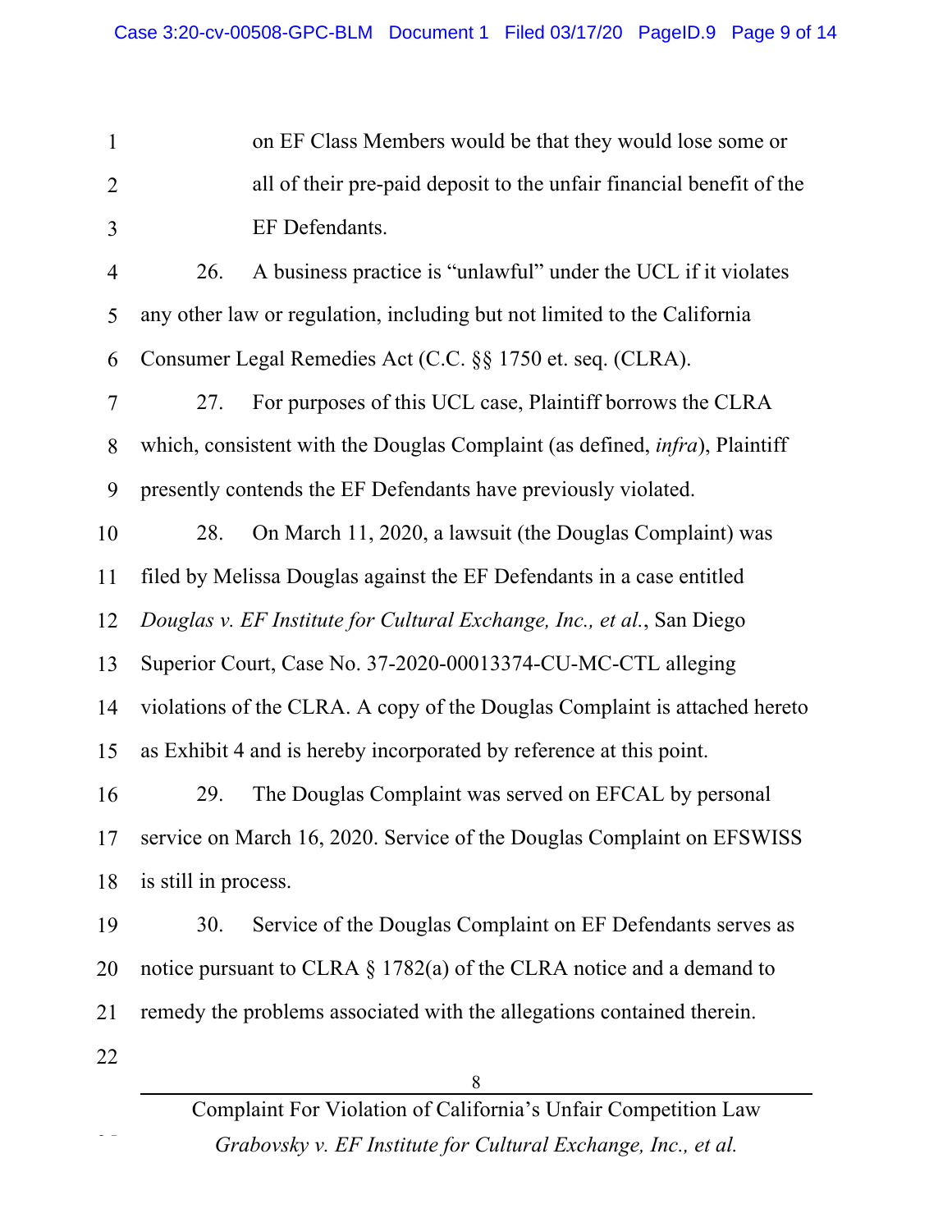on EF Class Members would be that they would lose some or all of their pre-paid deposit to the unfair financial benefit of the EF Defendants.

26. A business practice is "unlawful" under the UCL if it violates any other law or regulation, including but not limited to the California Consumer Legal Remedies Act (C.C. §§ 1750 et. seq. (CLRA).

27. For purposes of this UCL case, Plaintiff borrows the CLRA which, consistent with the Douglas Complaint (as defined, *infra*), Plaintiff presently contends the EF Defendants have previously violated.

28. On March 11, 2020, a lawsuit (the Douglas Complaint) was filed by Melissa Douglas against the EF Defendants in a case entitled *Douglas v. EF Institute for Cultural Exchange, Inc., et al.*, San Diego Superior Court, Case No. 37-2020-00013374-CU-MC-CTL alleging violations of the CLRA. A copy of the Douglas Complaint is attached hereto as Exhibit 4 and is hereby incorporated by reference at this point.

29. The Douglas Complaint was served on EFCAL by personal service on March 16, 2020. Service of the Douglas Complaint on EFSWISS is still in process.

30. Service of the Douglas Complaint on EF Defendants serves as notice pursuant to CLRA § 1782(a) of the CLRA notice and a demand to remedy the problems associated with the allegations contained therein.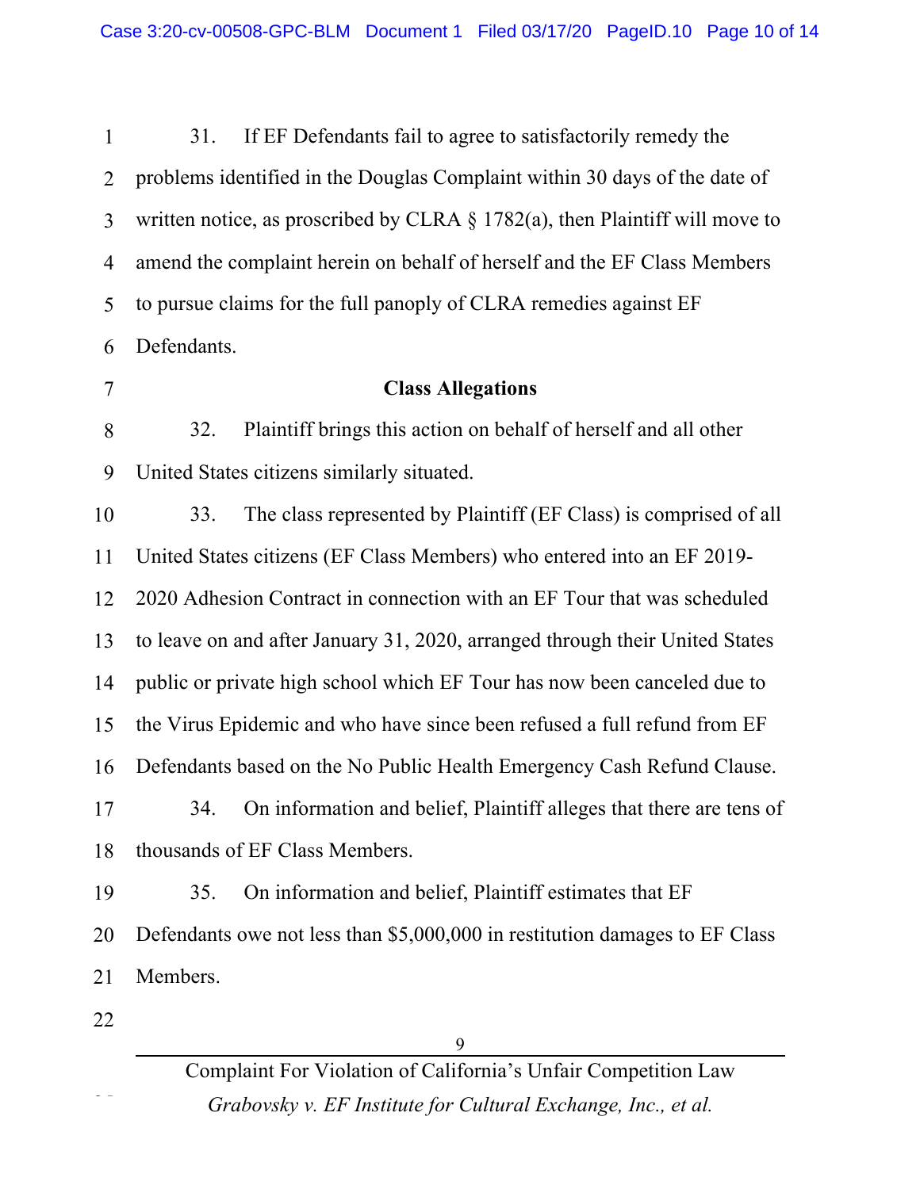31. If EF Defendants fail to agree to satisfactorily remedy the problems identified in the Douglas Complaint within 30 days of the date of written notice, as proscribed by CLRA § 1782(a), then Plaintiff will move to amend the complaint herein on behalf of herself and the EF Class Members to pursue claims for the full panoply of CLRA remedies against EF Defendants.

**Class Allegations**

32. Plaintiff brings this action on behalf of herself and all other United States citizens similarly situated.

33. The class represented by Plaintiff (EF Class) is comprised of all United States citizens (EF Class Members) who entered into an EF 2019-2020 Adhesion Contract in connection with an EF Tour that was scheduled to leave on and after January 31, 2020, arranged through their United States public or private high school which EF Tour has now been canceled due to the Virus Epidemic and who have since been refused a full refund from EF Defendants based on the No Public Health Emergency Cash Refund Clause.

34. On information and belief, Plaintiff alleges that there are tens of thousands of EF Class Members.

35. On information and belief, Plaintiff estimates that EF Defendants owe not less than $5,000,000 in restitution damages to EF Class Members.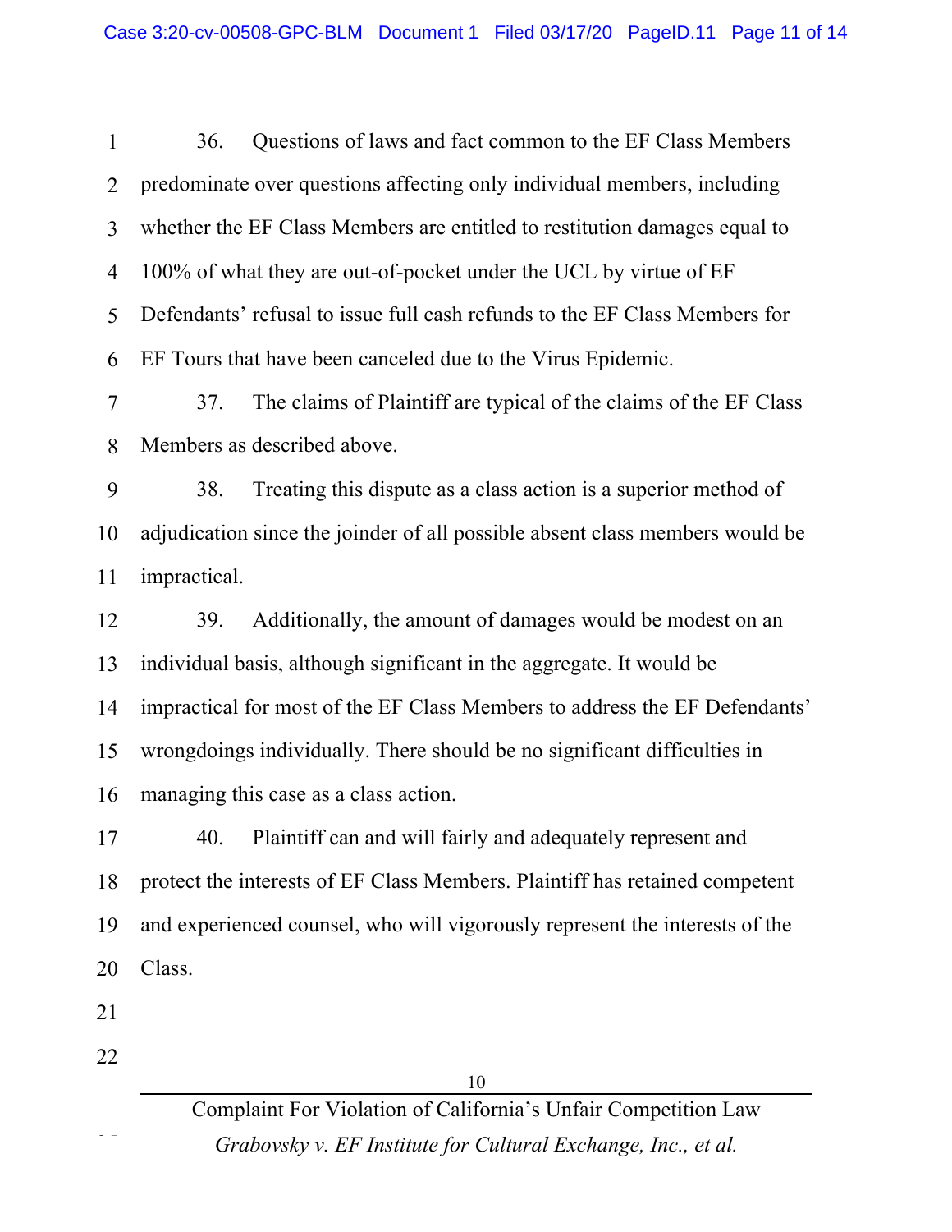36. Questions of laws and fact common to the EF Class Members predominate over questions affecting only individual members, including whether the EF Class Members are entitled to restitution damages equal to 100% of what they are out-of-pocket under the UCL by virtue of EF Defendants' refusal to issue full cash refunds to the EF Class Members for EF Tours that have been canceled due to the Virus Epidemic.

37. The claims of Plaintiff are typical of the claims of the EF Class Members as described above.

38. Treating this dispute as a class action is a superior method of adjudication since the joinder of all possible absent class members would be impractical.

39. Additionally, the amount of damages would be modest on an individual basis, although significant in the aggregate. It would be impractical for most of the EF Class Members to address the EF Defendants' wrongdoings individually. There should be no significant difficulties in managing this case as a class action.

40. Plaintiff can and will fairly and adequately represent and protect the interests of EF Class Members. Plaintiff has retained competent and experienced counsel, who will vigorously represent the interests of the Class.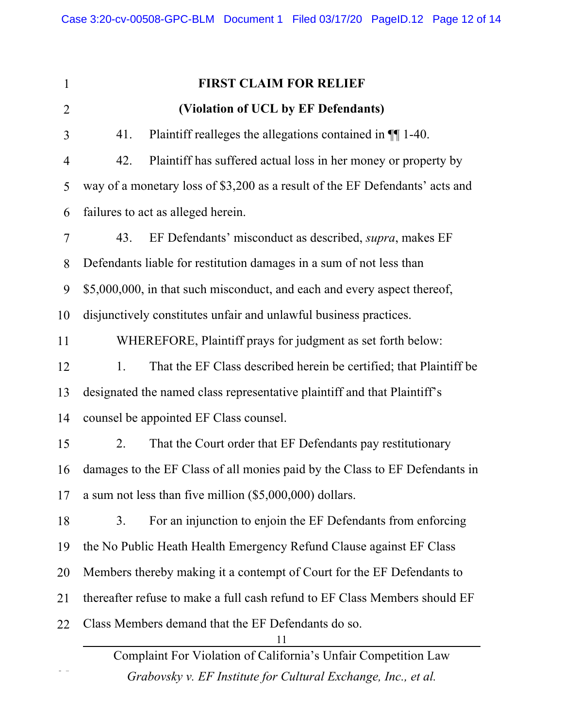**FIRST CLAIM FOR RELIEF**

**(Violation of UCL by EF Defendants)**

41. Plaintiff realleges the allegations contained in ¶¶ 1-40.

42. Plaintiff has suffered actual loss in her money or property by way of a monetary loss of $3,200 as a result of the EF Defendants' acts and failures to act as alleged herein.

43. EF Defendants' misconduct as described, *supra*, makes EF Defendants liable for restitution damages in a sum of not less than $5,000,000, in that such misconduct, and each and every aspect thereof, disjunctively constitutes unfair and unlawful business practices.

WHEREFORE, Plaintiff prays for judgment as set forth below:

1. That the EF Class described herein be certified; that Plaintiff be designated the named class representative plaintiff and that Plaintiff's counsel be appointed EF Class counsel.

2. That the Court order that EF Defendants pay restitutionary damages to the EF Class of all monies paid by the Class to EF Defendants in a sum not less than five million ($5,000,000) dollars.

3. For an injunction to enjoin the EF Defendants from enforcing the No Public Heath Health Emergency Refund Clause against EF Class Members thereby making it a contempt of Court for the EF Defendants to thereafter refuse to make a full cash refund to EF Class Members should EF Class Members demand that the EF Defendants do so.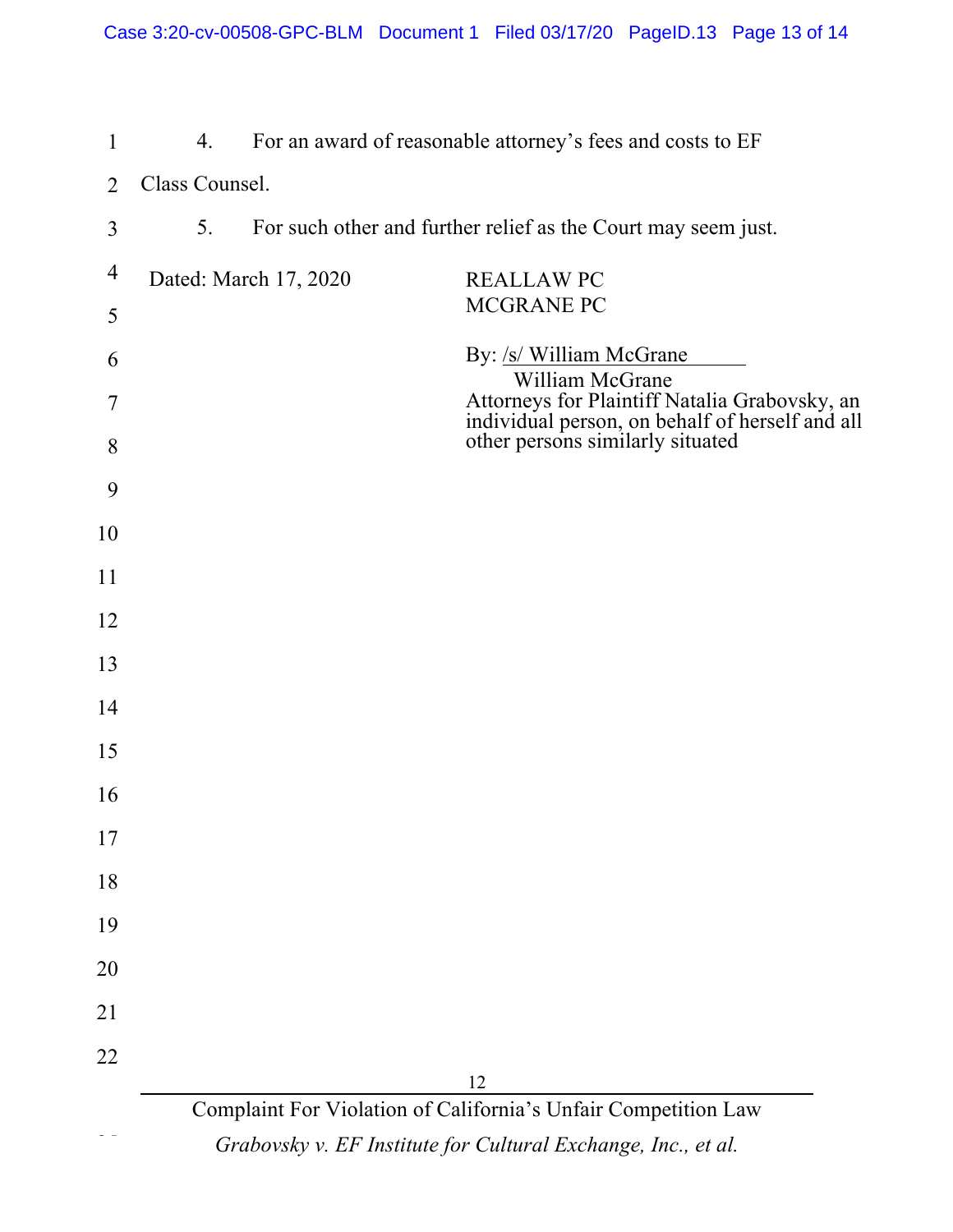4. For an award of reasonable attorney's fees and costs to EF Class Counsel.

5. For such other and further relief as the Court may seem just.

Dated: March 17, 2020

REALLAW PC
MCGRANE PC

By: /s/ William McGrane
William McGrane
Attorneys for Plaintiff Natalia Grabovsky, an individual person, on behalf of herself and all other persons similarly situated

Complaint For Violation of California's Unfair Competition Law
*Grabovsky v. EF Institute for Cultural Exchange, Inc., et al.*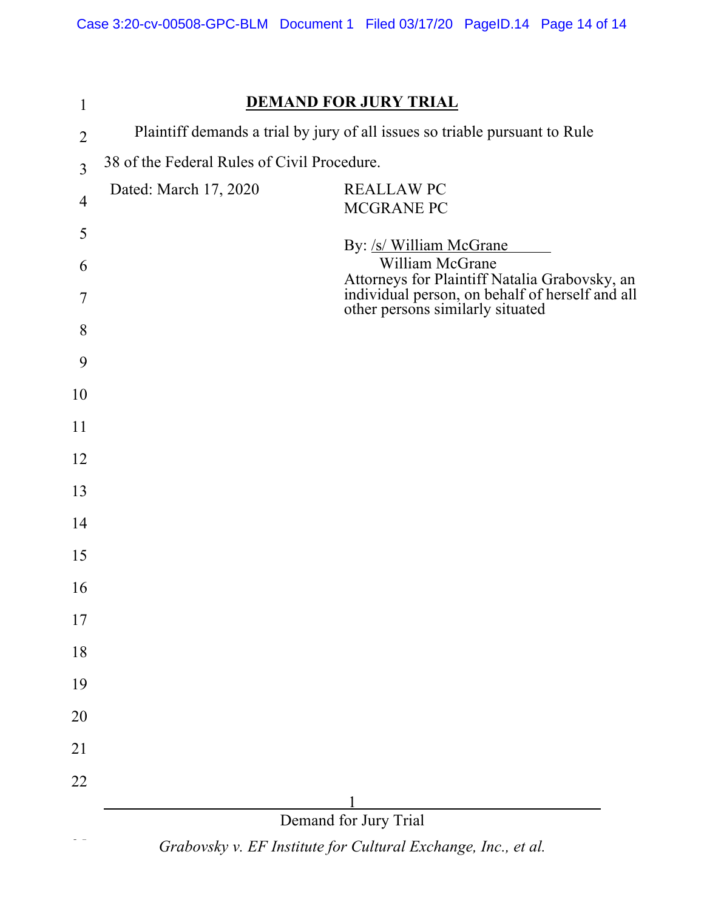# DEMAND FOR JURY TRIAL

Plaintiff demands a trial by jury of all issues so triable pursuant to Rule 38 of the Federal Rules of Civil Procedure.

Dated: March 17, 2020

REALLAW PC
MCGRANE PC

By: /s/ William McGrane
William McGrane
Attorneys for Plaintiff Natalia Grabovsky, an individual person, on behalf of herself and all other persons similarly situated